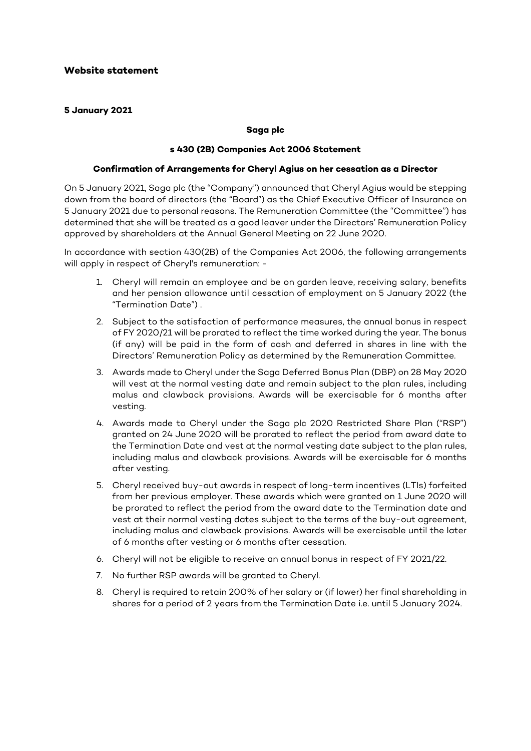## Website statement

**5 January 2021**

**Saga plc**

**s 430 (2B) Companies Act 2006 Statement**

**Confirmation of Arrangements for Cheryl Agius on her cessation as a Director**

On 5 January 2021, Saga plc (the "Company") announced that Cheryl Agius would be stepping down from the board of directors (the "Board") as the Chief Executive Officer of Insurance on 5 January 2021 due to personal reasons. The Remuneration Committee (the "Committee") has determined that she will be treated as a good leaver under the Directors' Remuneration Policy approved by shareholders at the Annual General Meeting on 22 June 2020.

In accordance with section 430(2B) of the Companies Act 2006, the following arrangements will apply in respect of Cheryl's remuneration: -

1. Cheryl will remain an employee and be on garden leave, receiving salary, benefits and her pension allowance until cessation of employment on 5 January 2022 (the "Termination Date") .
2. Subject to the satisfaction of performance measures, the annual bonus in respect of FY 2020/21 will be prorated to reflect the time worked during the year. The bonus (if any) will be paid in the form of cash and deferred in shares in line with the Directors' Remuneration Policy as determined by the Remuneration Committee.
3. Awards made to Cheryl under the Saga Deferred Bonus Plan (DBP) on 28 May 2020 will vest at the normal vesting date and remain subject to the plan rules, including malus and clawback provisions. Awards will be exercisable for 6 months after vesting.
4. Awards made to Cheryl under the Saga plc 2020 Restricted Share Plan ("RSP") granted on 24 June 2020 will be prorated to reflect the period from award date to the Termination Date and vest at the normal vesting date subject to the plan rules, including malus and clawback provisions. Awards will be exercisable for 6 months after vesting.
5. Cheryl received buy-out awards in respect of long-term incentives (LTIs) forfeited from her previous employer. These awards which were granted on 1 June 2020 will be prorated to reflect the period from the award date to the Termination date and vest at their normal vesting dates subject to the terms of the buy-out agreement, including malus and clawback provisions. Awards will be exercisable until the later of 6 months after vesting or 6 months after cessation.
6. Cheryl will not be eligible to receive an annual bonus in respect of FY 2021/22.
7. No further RSP awards will be granted to Cheryl.
8. Cheryl is required to retain 200% of her salary or (if lower) her final shareholding in shares for a period of 2 years from the Termination Date i.e. until 5 January 2024.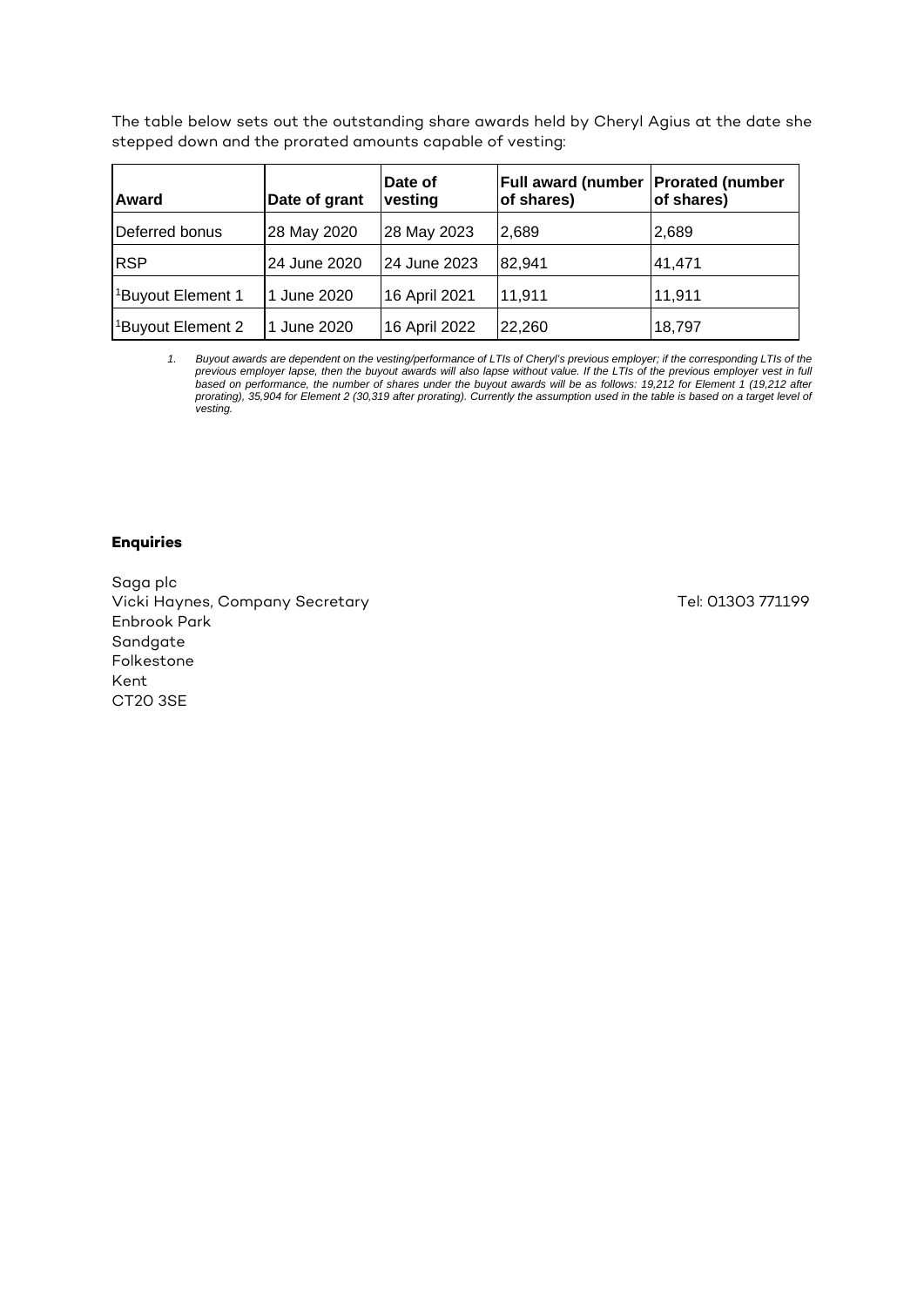The table below sets out the outstanding share awards held by Cheryl Agius at the date she stepped down and the prorated amounts capable of vesting:

| Award | Date of grant | Date of vesting | Full award (number of shares) | Prorated (number of shares) |
|---|---|---|---|---|
| Deferred bonus | 28 May 2020 | 28 May 2023 | 2,689 | 2,689 |
| RSP | 24 June 2020 | 24 June 2023 | 82,941 | 41,471 |
| [1]Buyout Element 1 | 1 June 2020 | 16 April 2021 | 11,911 | 11,911 |
| [1]Buyout Element 2 | 1 June 2020 | 16 April 2022 | 22,260 | 18,797 |

1. *Buyout awards are dependent on the vesting/performance of LTIs of Cheryl's previous employer; if the corresponding LTIs of the previous employer lapse, then the buyout awards will also lapse without value. If the LTIs of the previous employer vest in full based on performance, the number of shares under the buyout awards will be as follows: 19,212 for Element 1 (19,212 after prorating), 35,904 for Element 2 (30,319 after prorating). Currently the assumption used in the table is based on a target level of vesting.*

**Enquiries**

Saga plc
Vicki Haynes, Company Secretary — Tel: 01303 771199
Enbrook Park
Sandgate
Folkestone
Kent
CT20 3SE